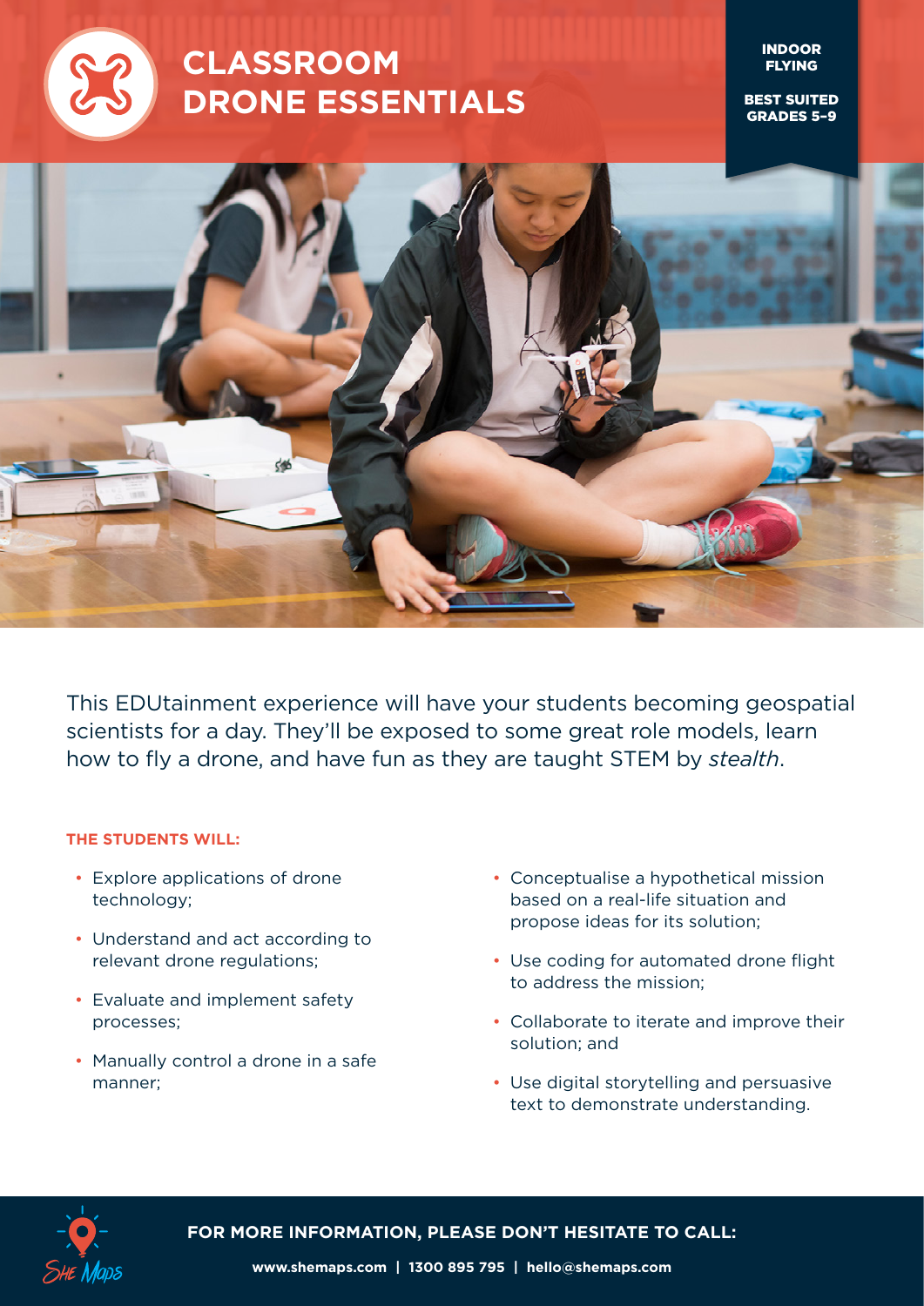# CLASSROOM DRONE ESSENTIALS

**INDOOR FLYING**

**BEST SUITED GRADES 5–9**

This EDUtainment experience will have your students becoming geospatial scientists for a day. They'll be exposed to some great role models, learn how to fly a drone, and have fun as they are taught STEM by *stealth*.

**THE STUDENTS WILL:**

- Explore applications of drone technology;
- Understand and act according to relevant drone regulations;
- Evaluate and implement safety processes;
- Manually control a drone in a safe manner;
- Conceptualise a hypothetical mission based on a real-life situation and propose ideas for its solution;
- Use coding for automated drone flight to address the mission;
- Collaborate to iterate and improve their solution; and
- Use digital storytelling and persuasive text to demonstrate understanding.

**FOR MORE INFORMATION, PLEASE DON'T HESITATE TO CALL:**

**www.shemaps.com | 1300 895 795 | hello@shemaps.com**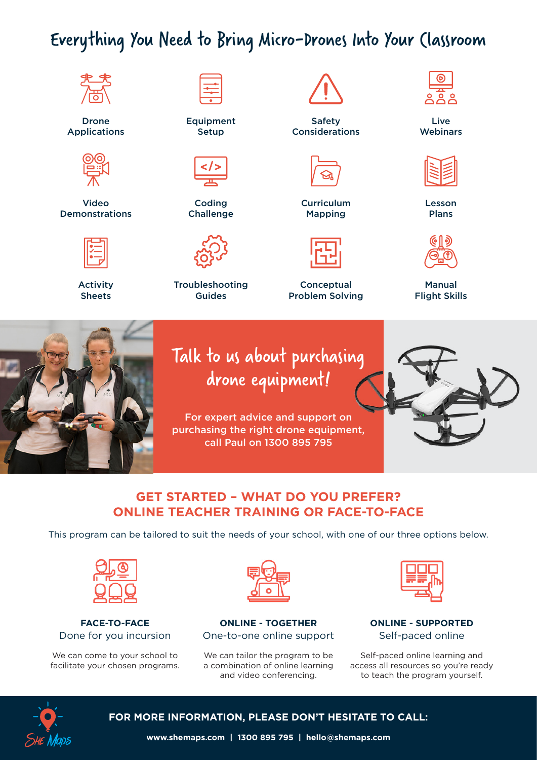# Everything You Need to Bring Micro-Drones Into Your Classroom

- Drone Applications
- Equipment Setup
- Safety Considerations
- Live Webinars
- Video Demonstrations
- Coding Challenge
- Curriculum Mapping
- Lesson Plans
- Activity Sheets
- Troubleshooting Guides
- Conceptual Problem Solving
- Manual Flight Skills

## Talk to us about purchasing drone equipment!

For expert advice and support on purchasing the right drone equipment, call Paul on 1300 895 795

## GET STARTED – WHAT DO YOU PREFER? ONLINE TEACHER TRAINING OR FACE-TO-FACE

This program can be tailored to suit the needs of your school, with one of our three options below.

**FACE-TO-FACE**
Done for you incursion

We can come to your school to facilitate your chosen programs.

**ONLINE - TOGETHER**
One-to-one online support

We can tailor the program to be a combination of online learning and video conferencing.

**ONLINE - SUPPORTED**
Self-paced online

Self-paced online learning and access all resources so you're ready to teach the program yourself.

**FOR MORE INFORMATION, PLEASE DON'T HESITATE TO CALL:**

**www.shemaps.com | 1300 895 795 | hello@shemaps.com**

She Maps